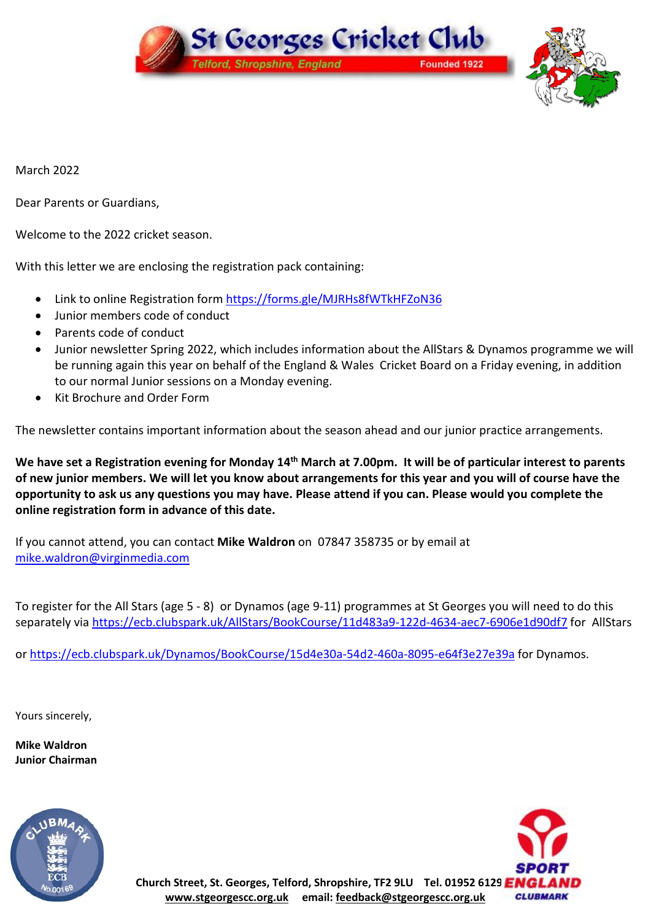# St Georges Cricket Club

Telford, Shropshire, England — Founded 1922

March 2022

Dear Parents or Guardians,

Welcome to the 2022 cricket season.

With this letter we are enclosing the registration pack containing:

- Link to online Registration form https://forms.gle/MJRHs8fWTkHFZoN36
- Junior members code of conduct
- Parents code of conduct
- Junior newsletter Spring 2022, which includes information about the AllStars & Dynamos programme we will be running again this year on behalf of the England & Wales Cricket Board on a Friday evening, in addition to our normal Junior sessions on a Monday evening.
- Kit Brochure and Order Form

The newsletter contains important information about the season ahead and our junior practice arrangements.

**We have set a Registration evening for Monday 14th March at 7.00pm. It will be of particular interest to parents of new junior members. We will let you know about arrangements for this year and you will of course have the opportunity to ask us any questions you may have. Please attend if you can. Please would you complete the online registration form in advance of this date.**

If you cannot attend, you can contact **Mike Waldron** on 07847 358735 or by email at mike.waldron@virginmedia.com

To register for the All Stars (age 5 - 8) or Dynamos (age 9-11) programmes at St Georges you will need to do this separately via https://ecb.clubspark.uk/AllStars/BookCourse/11d483a9-122d-4634-aec7-6906e1d90df7 for AllStars

or https://ecb.clubspark.uk/Dynamos/BookCourse/15d4e30a-54d2-460a-8095-e64f3e27e39a for Dynamos.

Yours sincerely,

**Mike Waldron**
**Junior Chairman**

**Church Street, St. Georges, Telford, Shropshire, TF2 9LU Tel. 01952 6129**
**www.stgeorgescc.org.uk email: feedback@stgeorgescc.org.uk**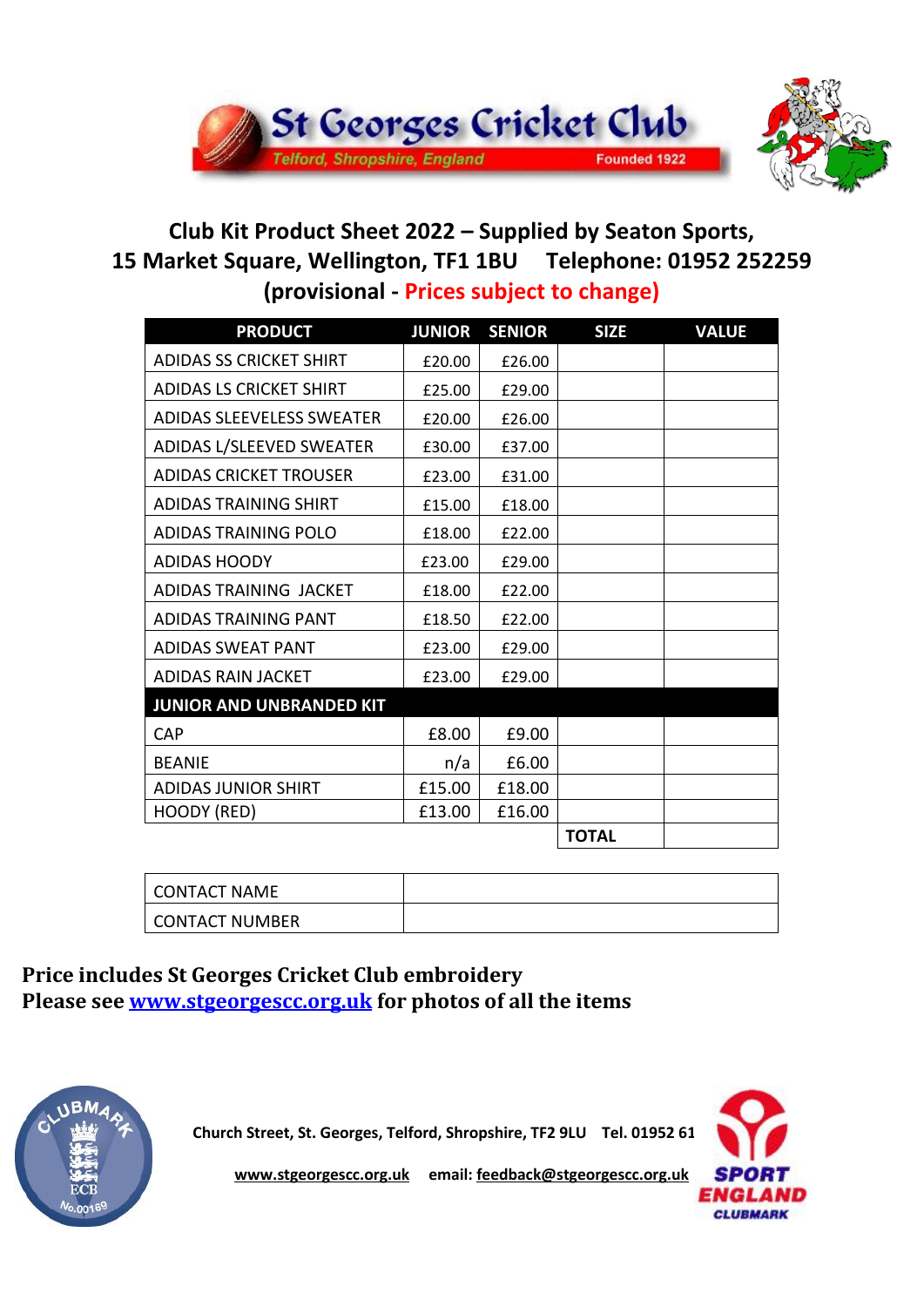St Georges Cricket Club

Telford, Shropshire, England — Founded 1922

## Club Kit Product Sheet 2022 – Supplied by Seaton Sports, 15 Market Square, Wellington, TF1 1BU Telephone: 01952 252259 (provisional - Prices subject to change)

| PRODUCT | JUNIOR | SENIOR | SIZE | VALUE |
|---|---|---|---|---|
| ADIDAS SS CRICKET SHIRT | £20.00 | £26.00 | | |
| ADIDAS LS CRICKET SHIRT | £25.00 | £29.00 | | |
| ADIDAS SLEEVELESS SWEATER | £20.00 | £26.00 | | |
| ADIDAS L/SLEEVED SWEATER | £30.00 | £37.00 | | |
| ADIDAS CRICKET TROUSER | £23.00 | £31.00 | | |
| ADIDAS TRAINING SHIRT | £15.00 | £18.00 | | |
| ADIDAS TRAINING POLO | £18.00 | £22.00 | | |
| ADIDAS HOODY | £23.00 | £29.00 | | |
| ADIDAS TRAINING JACKET | £18.00 | £22.00 | | |
| ADIDAS TRAINING PANT | £18.50 | £22.00 | | |
| ADIDAS SWEAT PANT | £23.00 | £29.00 | | |
| ADIDAS RAIN JACKET | £23.00 | £29.00 | | |
| **JUNIOR AND UNBRANDED KIT** | | | | |
| CAP | £8.00 | £9.00 | | |
| BEANIE | n/a | £6.00 | | |
| ADIDAS JUNIOR SHIRT | £15.00 | £18.00 | | |
| HOODY (RED) | £13.00 | £16.00 | | |
| | | | **TOTAL** | |

| | |
|---|---|
| CONTACT NAME | |
| CONTACT NUMBER | |

**Price includes St Georges Cricket Club embroidery**
**Please see [www.stgeorgescc.org.uk](www.stgeorgescc.org.uk) for photos of all the items**

**Church Street, St. Georges, Telford, Shropshire, TF2 9LU Tel. 01952 61**

**www.stgeorgescc.org.uk email: feedback@stgeorgescc.org.uk**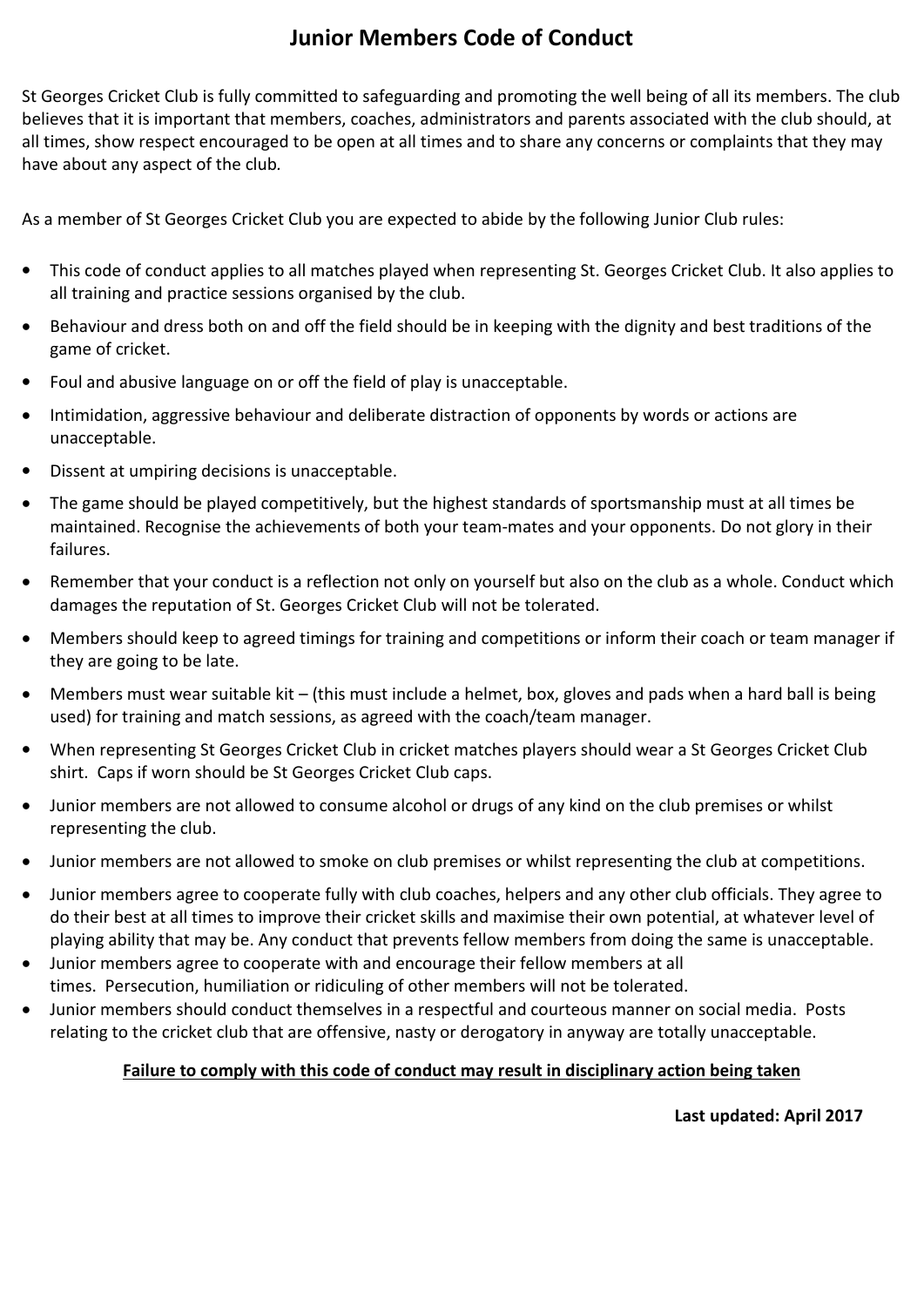# Junior Members Code of Conduct

St Georges Cricket Club is fully committed to safeguarding and promoting the well being of all its members. The club believes that it is important that members, coaches, administrators and parents associated with the club should, at all times, show respect encouraged to be open at all times and to share any concerns or complaints that they may have about any aspect of the club.

As a member of St Georges Cricket Club you are expected to abide by the following Junior Club rules:

- This code of conduct applies to all matches played when representing St. Georges Cricket Club. It also applies to all training and practice sessions organised by the club.
- Behaviour and dress both on and off the field should be in keeping with the dignity and best traditions of the game of cricket.
- Foul and abusive language on or off the field of play is unacceptable.
- Intimidation, aggressive behaviour and deliberate distraction of opponents by words or actions are unacceptable.
- Dissent at umpiring decisions is unacceptable.
- The game should be played competitively, but the highest standards of sportsmanship must at all times be maintained. Recognise the achievements of both your team-mates and your opponents. Do not glory in their failures.
- Remember that your conduct is a reflection not only on yourself but also on the club as a whole. Conduct which damages the reputation of St. Georges Cricket Club will not be tolerated.
- Members should keep to agreed timings for training and competitions or inform their coach or team manager if they are going to be late.
- Members must wear suitable kit – (this must include a helmet, box, gloves and pads when a hard ball is being used) for training and match sessions, as agreed with the coach/team manager.
- When representing St Georges Cricket Club in cricket matches players should wear a St Georges Cricket Club shirt. Caps if worn should be St Georges Cricket Club caps.
- Junior members are not allowed to consume alcohol or drugs of any kind on the club premises or whilst representing the club.
- Junior members are not allowed to smoke on club premises or whilst representing the club at competitions.
- Junior members agree to cooperate fully with club coaches, helpers and any other club officials. They agree to do their best at all times to improve their cricket skills and maximise their own potential, at whatever level of playing ability that may be. Any conduct that prevents fellow members from doing the same is unacceptable.
- Junior members agree to cooperate with and encourage their fellow members at all times. Persecution, humiliation or ridiculing of other members will not be tolerated.
- Junior members should conduct themselves in a respectful and courteous manner on social media. Posts relating to the cricket club that are offensive, nasty or derogatory in anyway are totally unacceptable.

**Failure to comply with this code of conduct may result in disciplinary action being taken**

**Last updated: April 2017**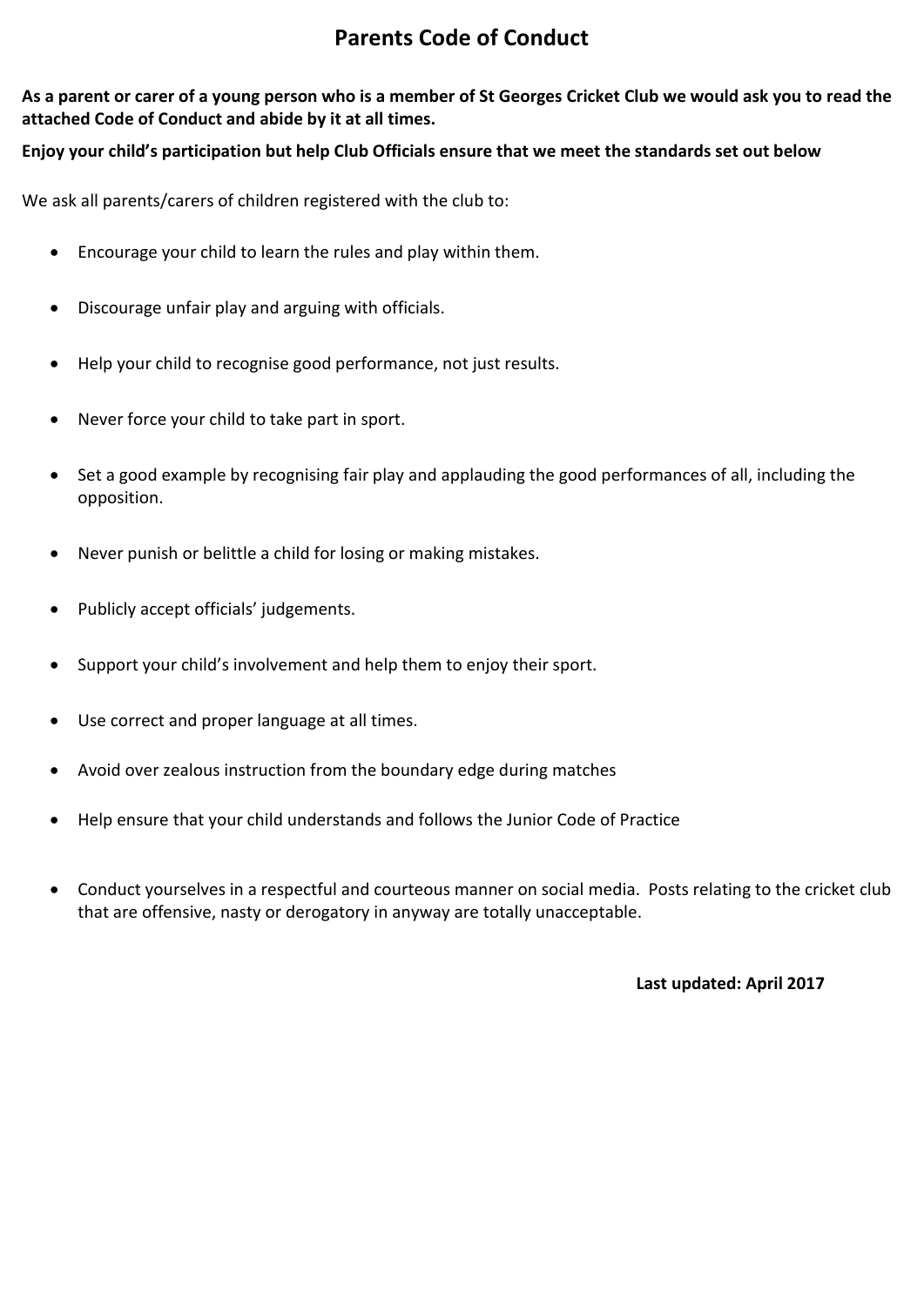# Parents Code of Conduct

**As a parent or carer of a young person who is a member of St Georges Cricket Club we would ask you to read the attached Code of Conduct and abide by it at all times.**

**Enjoy your child's participation but help Club Officials ensure that we meet the standards set out below**

We ask all parents/carers of children registered with the club to:

- Encourage your child to learn the rules and play within them.
- Discourage unfair play and arguing with officials.
- Help your child to recognise good performance, not just results.
- Never force your child to take part in sport.
- Set a good example by recognising fair play and applauding the good performances of all, including the opposition.
- Never punish or belittle a child for losing or making mistakes.
- Publicly accept officials' judgements.
- Support your child's involvement and help them to enjoy their sport.
- Use correct and proper language at all times.
- Avoid over zealous instruction from the boundary edge during matches
- Help ensure that your child understands and follows the Junior Code of Practice
- Conduct yourselves in a respectful and courteous manner on social media. Posts relating to the cricket club that are offensive, nasty or derogatory in anyway are totally unacceptable.

**Last updated: April 2017**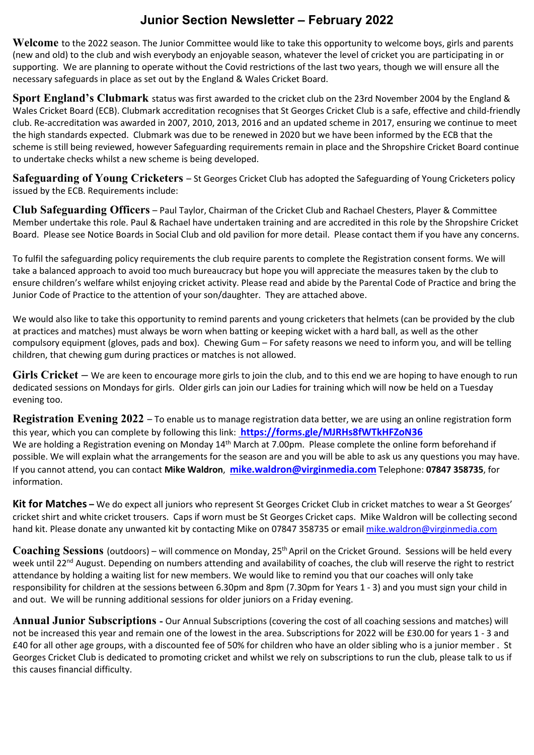# Junior Section Newsletter – February 2022

**Welcome** to the 2022 season. The Junior Committee would like to take this opportunity to welcome boys, girls and parents (new and old) to the club and wish everybody an enjoyable season, whatever the level of cricket you are participating in or supporting. We are planning to operate without the Covid restrictions of the last two years, though we will ensure all the necessary safeguards in place as set out by the England & Wales Cricket Board.

**Sport England's Clubmark** status was first awarded to the cricket club on the 23rd November 2004 by the England & Wales Cricket Board (ECB). Clubmark accreditation recognises that St Georges Cricket Club is a safe, effective and child-friendly club. Re-accreditation was awarded in 2007, 2010, 2013, 2016 and an updated scheme in 2017, ensuring we continue to meet the high standards expected. Clubmark was due to be renewed in 2020 but we have been informed by the ECB that the scheme is still being reviewed, however Safeguarding requirements remain in place and the Shropshire Cricket Board continue to undertake checks whilst a new scheme is being developed.

**Safeguarding of Young Cricketers** – St Georges Cricket Club has adopted the Safeguarding of Young Cricketers policy issued by the ECB. Requirements include:

**Club Safeguarding Officers** – Paul Taylor, Chairman of the Cricket Club and Rachael Chesters, Player & Committee Member undertake this role. Paul & Rachael have undertaken training and are accredited in this role by the Shropshire Cricket Board. Please see Notice Boards in Social Club and old pavilion for more detail. Please contact them if you have any concerns.

To fulfil the safeguarding policy requirements the club require parents to complete the Registration consent forms. We will take a balanced approach to avoid too much bureaucracy but hope you will appreciate the measures taken by the club to ensure children's welfare whilst enjoying cricket activity. Please read and abide by the Parental Code of Practice and bring the Junior Code of Practice to the attention of your son/daughter. They are attached above.

We would also like to take this opportunity to remind parents and young cricketers that helmets (can be provided by the club at practices and matches) must always be worn when batting or keeping wicket with a hard ball, as well as the other compulsory equipment (gloves, pads and box). Chewing Gum – For safety reasons we need to inform you, and will be telling children, that chewing gum during practices or matches is not allowed.

**Girls Cricket** – We are keen to encourage more girls to join the club, and to this end we are hoping to have enough to run dedicated sessions on Mondays for girls. Older girls can join our Ladies for training which will now be held on a Tuesday evening too.

**Registration Evening 2022** – To enable us to manage registration data better, we are using an online registration form this year, which you can complete by following this link: **https://forms.gle/MJRHs8fWTkHFZoN36**
We are holding a Registration evening on Monday 14th March at 7.00pm. Please complete the online form beforehand if possible. We will explain what the arrangements for the season are and you will be able to ask us any questions you may have. If you cannot attend, you can contact **Mike Waldron**, **mike.waldron@virginmedia.com** Telephone: **07847 358735**, for information.

**Kit for Matches –** We do expect all juniors who represent St Georges Cricket Club in cricket matches to wear a St Georges' cricket shirt and white cricket trousers. Caps if worn must be St Georges Cricket caps. Mike Waldron will be collecting second hand kit. Please donate any unwanted kit by contacting Mike on 07847 358735 or email mike.waldron@virginmedia.com

**Coaching Sessions** (outdoors) – will commence on Monday, 25th April on the Cricket Ground. Sessions will be held every week until 22nd August. Depending on numbers attending and availability of coaches, the club will reserve the right to restrict attendance by holding a waiting list for new members. We would like to remind you that our coaches will only take responsibility for children at the sessions between 6.30pm and 8pm (7.30pm for Years 1 - 3) and you must sign your child in and out. We will be running additional sessions for older juniors on a Friday evening.

**Annual Junior Subscriptions -** Our Annual Subscriptions (covering the cost of all coaching sessions and matches) will not be increased this year and remain one of the lowest in the area. Subscriptions for 2022 will be £30.00 for years 1 - 3 and £40 for all other age groups, with a discounted fee of 50% for children who have an older sibling who is a junior member . St Georges Cricket Club is dedicated to promoting cricket and whilst we rely on subscriptions to run the club, please talk to us if this causes financial difficulty.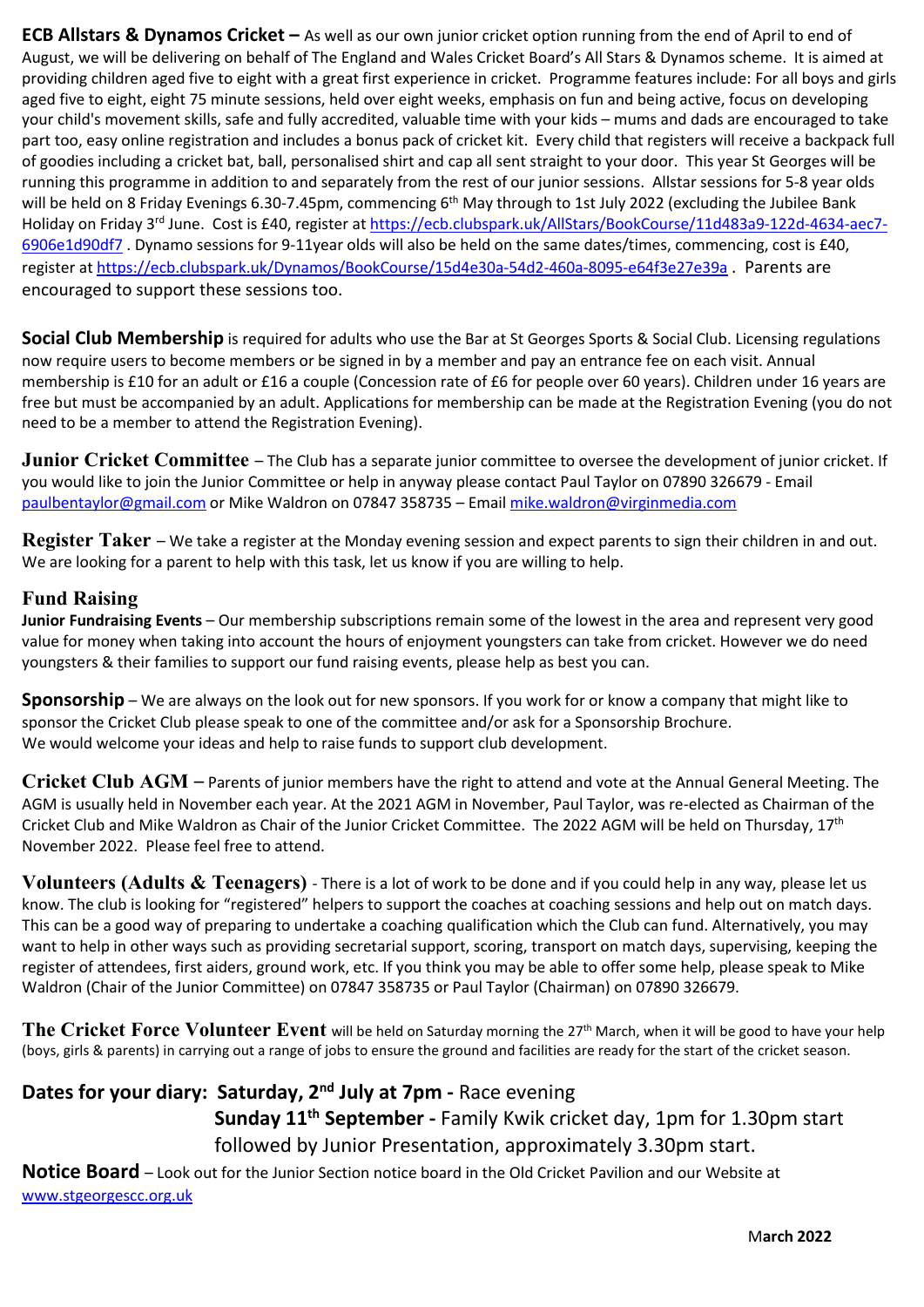**ECB Allstars & Dynamos Cricket –** As well as our own junior cricket option running from the end of April to end of August, we will be delivering on behalf of The England and Wales Cricket Board's All Stars & Dynamos scheme. It is aimed at providing children aged five to eight with a great first experience in cricket. Programme features include: For all boys and girls aged five to eight, eight 75 minute sessions, held over eight weeks, emphasis on fun and being active, focus on developing your child's movement skills, safe and fully accredited, valuable time with your kids – mums and dads are encouraged to take part too, easy online registration and includes a bonus pack of cricket kit. Every child that registers will receive a backpack full of goodies including a cricket bat, ball, personalised shirt and cap all sent straight to your door. This year St Georges will be running this programme in addition to and separately from the rest of our junior sessions. Allstar sessions for 5-8 year olds will be held on 8 Friday Evenings 6.30-7.45pm, commencing 6th May through to 1st July 2022 (excluding the Jubilee Bank Holiday on Friday 3rd June. Cost is £40, register at https://ecb.clubspark.uk/AllStars/BookCourse/11d483a9-122d-4634-aec7-6906e1d90df7 . Dynamo sessions for 9-11year olds will also be held on the same dates/times, commencing, cost is £40, register at https://ecb.clubspark.uk/Dynamos/BookCourse/15d4e30a-54d2-460a-8095-e64f3e27e39a . Parents are encouraged to support these sessions too.

**Social Club Membership** is required for adults who use the Bar at St Georges Sports & Social Club. Licensing regulations now require users to become members or be signed in by a member and pay an entrance fee on each visit. Annual membership is £10 for an adult or £16 a couple (Concession rate of £6 for people over 60 years). Children under 16 years are free but must be accompanied by an adult. Applications for membership can be made at the Registration Evening (you do not need to be a member to attend the Registration Evening).

**Junior Cricket Committee** – The Club has a separate junior committee to oversee the development of junior cricket. If you would like to join the Junior Committee or help in anyway please contact Paul Taylor on 07890 326679 - Email paulbentaylor@gmail.com or Mike Waldron on 07847 358735 – Email mike.waldron@virginmedia.com

**Register Taker** – We take a register at the Monday evening session and expect parents to sign their children in and out. We are looking for a parent to help with this task, let us know if you are willing to help.

## Fund Raising

**Junior Fundraising Events** – Our membership subscriptions remain some of the lowest in the area and represent very good value for money when taking into account the hours of enjoyment youngsters can take from cricket. However we do need youngsters & their families to support our fund raising events, please help as best you can.

**Sponsorship** – We are always on the look out for new sponsors. If you work for or know a company that might like to sponsor the Cricket Club please speak to one of the committee and/or ask for a Sponsorship Brochure.
We would welcome your ideas and help to raise funds to support club development.

**Cricket Club AGM** – Parents of junior members have the right to attend and vote at the Annual General Meeting. The AGM is usually held in November each year. At the 2021 AGM in November, Paul Taylor, was re-elected as Chairman of the Cricket Club and Mike Waldron as Chair of the Junior Cricket Committee. The 2022 AGM will be held on Thursday, 17th November 2022. Please feel free to attend.

**Volunteers (Adults & Teenagers)** - There is a lot of work to be done and if you could help in any way, please let us know. The club is looking for "registered" helpers to support the coaches at coaching sessions and help out on match days. This can be a good way of preparing to undertake a coaching qualification which the Club can fund. Alternatively, you may want to help in other ways such as providing secretarial support, scoring, transport on match days, supervising, keeping the register of attendees, first aiders, ground work, etc. If you think you may be able to offer some help, please speak to Mike Waldron (Chair of the Junior Committee) on 07847 358735 or Paul Taylor (Chairman) on 07890 326679.

**The Cricket Force Volunteer Event** will be held on Saturday morning the 27th March, when it will be good to have your help (boys, girls & parents) in carrying out a range of jobs to ensure the ground and facilities are ready for the start of the cricket season.

**Dates for your diary: Saturday, 2nd July at 7pm -** Race evening
**Sunday 11th September -** Family Kwik cricket day, 1pm for 1.30pm start followed by Junior Presentation, approximately 3.30pm start.

**Notice Board** – Look out for the Junior Section notice board in the Old Cricket Pavilion and our Website at www.stgeorgescc.org.uk

**March 2022**